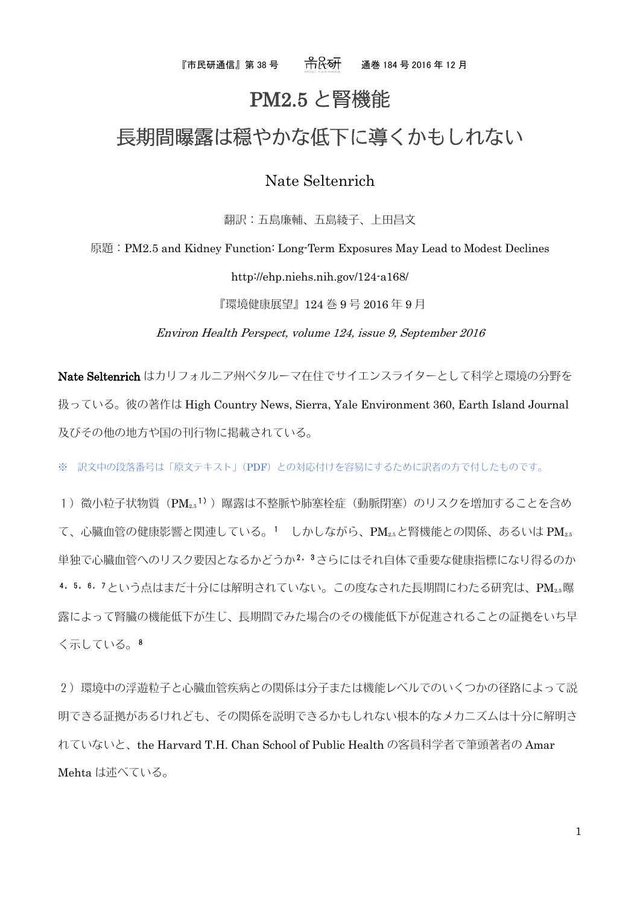# PM2.5 と腎機能

## 長期間曝露は穏やかな低下に導くかもしれない

Nate Seltenrich

翻訳：五島廉輔、五島綾子、上田昌文

原題：PM2.5 and Kidney Function: Long-Term Exposures May Lead to Modest Declines

http://ehp.niehs.nih.gov/124-a168/

『環境健康展望』124 巻 9 号 2016 年 9 月

*Environ Health Perspect, volume 124, issue 9, September 2016*

**Nate Seltenrich** はカリフォルニア州ペタルーマ在住でサイエンスライターとして科学と環境の分野を扱っている。彼の著作は High Country News, Sierra, Yale Environment 360, Earth Island Journal 及びその他の地方や国の刊行物に掲載されている。

※　訳文中の段落番号は「原文テキスト」（PDF）との対応付けを容易にするために訳者の方で付したものです。

１）微小粒子状物質（$PM_{2.5}$[1)]）曝露は不整脈や肺塞栓症（動脈閉塞）のリスクを増加することを含めて、心臓血管の健康影響と関連している。[1]　しかしながら、$PM_{2.5}$と腎機能との関係、あるいは $PM_{2.5}$単独で心臓血管へのリスク要因となるかどうか[2，3]さらにはそれ自体で重要な健康指標になり得るのか[4，5，6，7]という点はまだ十分には解明されていない。この度なされた長期間にわたる研究は、$PM_{2.5}$曝露によって腎臓の機能低下が生じ、長期間でみた場合のその機能低下が促進されることの証拠をいち早く示している。[8]

２）環境中の浮遊粒子と心臓血管疾病との関係は分子または機能レベルでのいくつかの径路によって説明できる証拠があるけれども、その関係を説明できるかもしれない根本的なメカニズムは十分に解明されていないと、the Harvard T.H. Chan School of Public Health の客員科学者で筆頭著者の Amar Mehta は述べている。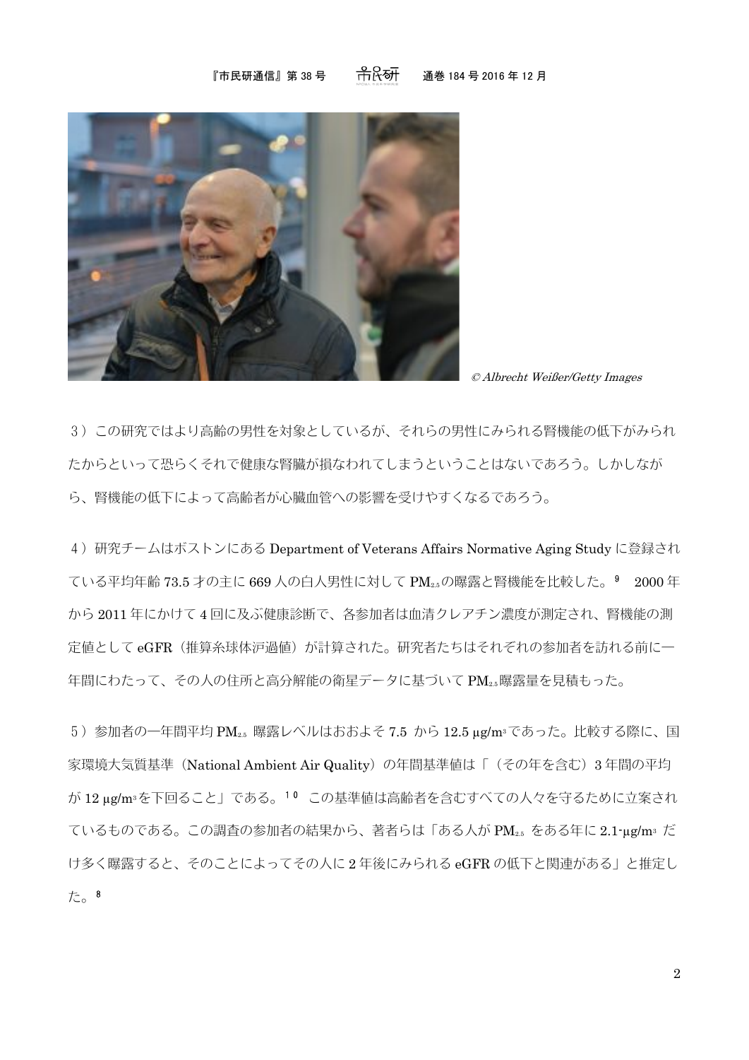© Albrecht Weißer/Getty Images

３）この研究ではより高齢の男性を対象としているが、それらの男性にみられる腎機能の低下がみられたからといって恐らくそれで健康な腎臓が損なわれてしまうということはないであろう。しかしながら、腎機能の低下によって高齢者が心臓血管への影響を受けやすくなるであろう。

４）研究チームはボストンにある Department of Veterans Affairs Normative Aging Study に登録されている平均年齢 73.5 才の主に 669 人の白人男性に対して $PM_{2.5}$ の曝露と腎機能を比較した。[9]　2000 年から 2011 年にかけて 4 回に及ぶ健康診断で、各参加者は血清クレアチン濃度が測定され、腎機能の測定値として eGFR（推算糸球体沪過値）が計算された。研究者たちはそれぞれの参加者を訪れる前に一年間にわたって、その人の住所と高分解能の衛星データに基づいて $PM_{2.5}$ 曝露量を見積もった。

５）参加者の一年間平均 $PM_{2.5}$ 曝露レベルはおおよそ 7.5 から 12.5 µg/m³ であった。比較する際に、国家環境大気質基準（National Ambient Air Quality）の年間基準値は「（その年を含む）3 年間の平均が 12 µg/m³ を下回ること」である。[10]　この基準値は高齢者を含むすべての人々を守るために立案されているものである。この調査の参加者の結果から、著者らは「ある人が $PM_{2.5}$ をある年に 2.1-µg/m³ だけ多く曝露すると、そのことによってその人に 2 年後にみられる eGFR の低下と関連がある」と推定した。[8]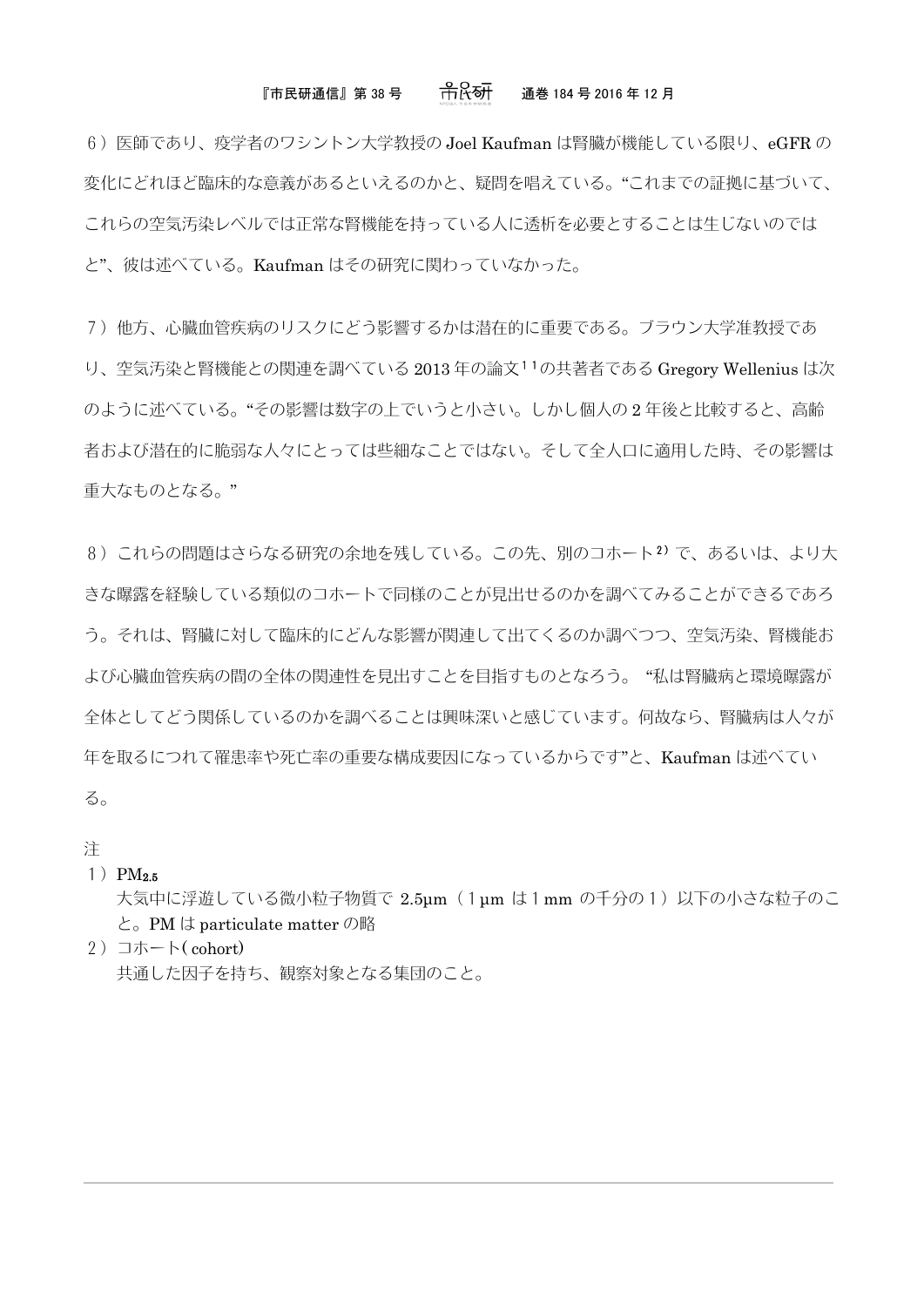６）医師であり、疫学者のワシントン大学教授の Joel Kaufman は腎臓が機能している限り、eGFR の変化にどれほど臨床的な意義があるといえるのかと、疑問を唱えている。"これまでの証拠に基づいて、これらの空気汚染レベルでは正常な腎機能を持っている人に透析を必要とすることは生じないのではと"、彼は述べている。Kaufman はその研究に関わっていなかった。

７）他方、心臓血管疾病のリスクにどう影響するかは潜在的に重要である。ブラウン大学准教授であり、空気汚染と腎機能との関連を調べている 2013 年の論文[１１]の共著者である Gregory Wellenius は次のように述べている。"その影響は数字の上でいうと小さい。しかし個人の 2 年後と比較すると、高齢者および潜在的に脆弱な人々にとっては些細なことではない。そして全人口に適用した時、その影響は重大なものとなる。"

８）これらの問題はさらなる研究の余地を残している。この先、別のコホート[2)]で、あるいは、より大きな曝露を経験している類似のコホートで同様のことが見出せるのかを調べてみることができるであろう。それは、腎臓に対して臨床的にどんな影響が関連して出てくるのか調べつつ、空気汚染、腎機能および心臓血管疾病の間の全体の関連性を見出すことを目指すものとなろう。"私は腎臓病と環境曝露が全体としてどう関係しているのかを調べることは興味深いと感じています。何故なら、腎臓病は人々が年を取るにつれて罹患率や死亡率の重要な構成要因になっているからです"と、Kaufman は述べている。

注

１）$PM_{2.5}$
　　大気中に浮遊している微小粒子物質で 2.5μm（１μm は１mm の千分の１）以下の小さな粒子のこと。PM は particulate matter の略

２）コホート( cohort)
　　共通した因子を持ち、観察対象となる集団のこと。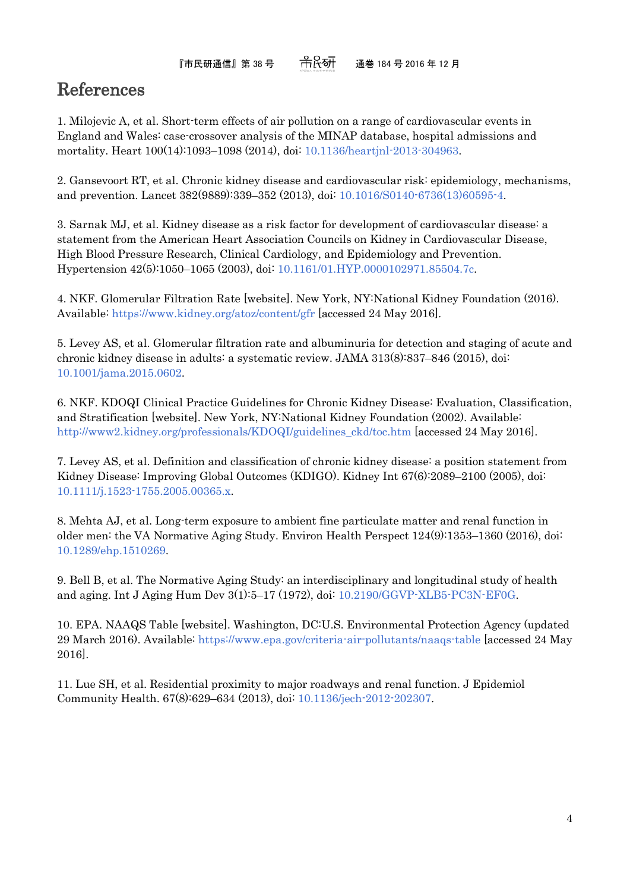# References

1. Milojevic A, et al. Short-term effects of air pollution on a range of cardiovascular events in England and Wales: case-crossover analysis of the MINAP database, hospital admissions and mortality. Heart 100(14):1093–1098 (2014), doi: 10.1136/heartjnl-2013-304963.

2. Gansevoort RT, et al. Chronic kidney disease and cardiovascular risk: epidemiology, mechanisms, and prevention. Lancet 382(9889):339–352 (2013), doi: 10.1016/S0140-6736(13)60595-4.

3. Sarnak MJ, et al. Kidney disease as a risk factor for development of cardiovascular disease: a statement from the American Heart Association Councils on Kidney in Cardiovascular Disease, High Blood Pressure Research, Clinical Cardiology, and Epidemiology and Prevention. Hypertension 42(5):1050–1065 (2003), doi: 10.1161/01.HYP.0000102971.85504.7c.

4. NKF. Glomerular Filtration Rate [website]. New York, NY:National Kidney Foundation (2016). Available: https://www.kidney.org/atoz/content/gfr [accessed 24 May 2016].

5. Levey AS, et al. Glomerular filtration rate and albuminuria for detection and staging of acute and chronic kidney disease in adults: a systematic review. JAMA 313(8):837–846 (2015), doi: 10.1001/jama.2015.0602.

6. NKF. KDOQI Clinical Practice Guidelines for Chronic Kidney Disease: Evaluation, Classification, and Stratification [website]. New York, NY:National Kidney Foundation (2002). Available: http://www2.kidney.org/professionals/KDOQI/guidelines_ckd/toc.htm [accessed 24 May 2016].

7. Levey AS, et al. Definition and classification of chronic kidney disease: a position statement from Kidney Disease: Improving Global Outcomes (KDIGO). Kidney Int 67(6):2089–2100 (2005), doi: 10.1111/j.1523-1755.2005.00365.x.

8. Mehta AJ, et al. Long-term exposure to ambient fine particulate matter and renal function in older men: the VA Normative Aging Study. Environ Health Perspect 124(9):1353–1360 (2016), doi: 10.1289/ehp.1510269.

9. Bell B, et al. The Normative Aging Study: an interdisciplinary and longitudinal study of health and aging. Int J Aging Hum Dev 3(1):5–17 (1972), doi: 10.2190/GGVP-XLB5-PC3N-EF0G.

10. EPA. NAAQS Table [website]. Washington, DC:U.S. Environmental Protection Agency (updated 29 March 2016). Available: https://www.epa.gov/criteria-air-pollutants/naaqs-table [accessed 24 May 2016].

11. Lue SH, et al. Residential proximity to major roadways and renal function. J Epidemiol Community Health. 67(8):629–634 (2013), doi: 10.1136/jech-2012-202307.